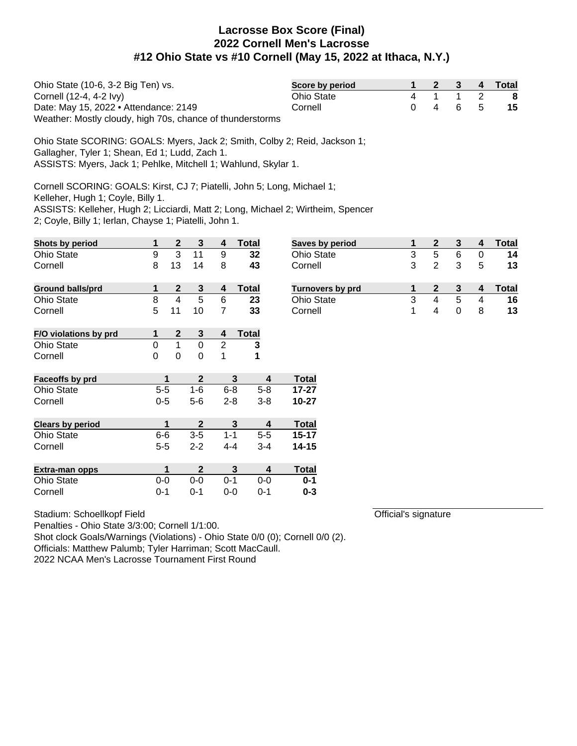# Lacrosse Box Score (Final)
## 2022 Cornell Men's Lacrosse
## #12 Ohio State vs #10 Cornell (May 15, 2022 at Ithaca, N.Y.)

Ohio State (10-6, 3-2 Big Ten) vs.
Cornell (12-4, 4-2 Ivy)
Date: May 15, 2022 • Attendance: 2149
Weather: Mostly cloudy, high 70s, chance of thunderstorms

| Score by period | 1 | 2 | 3 | 4 | Total |
|---|---|---|---|---|---|
| Ohio State | 4 | 1 | 1 | 2 | 8 |
| Cornell | 0 | 4 | 6 | 5 | 15 |

Ohio State SCORING: GOALS: Myers, Jack 2; Smith, Colby 2; Reid, Jackson 1; Gallagher, Tyler 1; Shean, Ed 1; Ludd, Zach 1.
ASSISTS: Myers, Jack 1; Pehlke, Mitchell 1; Wahlund, Skylar 1.

Cornell SCORING: GOALS: Kirst, CJ 7; Piatelli, John 5; Long, Michael 1; Kelleher, Hugh 1; Coyle, Billy 1.
ASSISTS: Kelleher, Hugh 2; Licciardi, Matt 2; Long, Michael 2; Wirtheim, Spencer 2; Coyle, Billy 1; Ierlan, Chayse 1; Piatelli, John 1.

| Shots by period | 1 | 2 | 3 | 4 | Total |
|---|---|---|---|---|---|
| Ohio State | 9 | 3 | 11 | 9 | 32 |
| Cornell | 8 | 13 | 14 | 8 | 43 |

| Saves by period | 1 | 2 | 3 | 4 | Total |
|---|---|---|---|---|---|
| Ohio State | 3 | 5 | 6 | 0 | 14 |
| Cornell | 3 | 2 | 3 | 5 | 13 |

| Ground balls/prd | 1 | 2 | 3 | 4 | Total |
|---|---|---|---|---|---|
| Ohio State | 8 | 4 | 5 | 6 | 23 |
| Cornell | 5 | 11 | 10 | 7 | 33 |

| Turnovers by prd | 1 | 2 | 3 | 4 | Total |
|---|---|---|---|---|---|
| Ohio State | 3 | 4 | 5 | 4 | 16 |
| Cornell | 1 | 4 | 0 | 8 | 13 |

| F/O violations by prd | 1 | 2 | 3 | 4 | Total |
|---|---|---|---|---|---|
| Ohio State | 0 | 1 | 0 | 2 | 3 |
| Cornell | 0 | 0 | 0 | 1 | 1 |

| Faceoffs by prd | 1 | 2 | 3 | 4 | Total |
|---|---|---|---|---|---|
| Ohio State | 5-5 | 1-6 | 6-8 | 5-8 | 17-27 |
| Cornell | 0-5 | 5-6 | 2-8 | 3-8 | 10-27 |

| Clears by period | 1 | 2 | 3 | 4 | Total |
|---|---|---|---|---|---|
| Ohio State | 6-6 | 3-5 | 1-1 | 5-5 | 15-17 |
| Cornell | 5-5 | 2-2 | 4-4 | 3-4 | 14-15 |

| Extra-man opps | 1 | 2 | 3 | 4 | Total |
|---|---|---|---|---|---|
| Ohio State | 0-0 | 0-0 | 0-1 | 0-0 | 0-1 |
| Cornell | 0-1 | 0-1 | 0-0 | 0-1 | 0-3 |

Stadium: Schoellkopf Field
Penalties - Ohio State 3/3:00; Cornell 1/1:00.
Shot clock Goals/Warnings (Violations) - Ohio State 0/0 (0); Cornell 0/0 (2).
Officials: Matthew Palumb; Tyler Harriman; Scott MacCaull.
2022 NCAA Men's Lacrosse Tournament First Round

Official's signature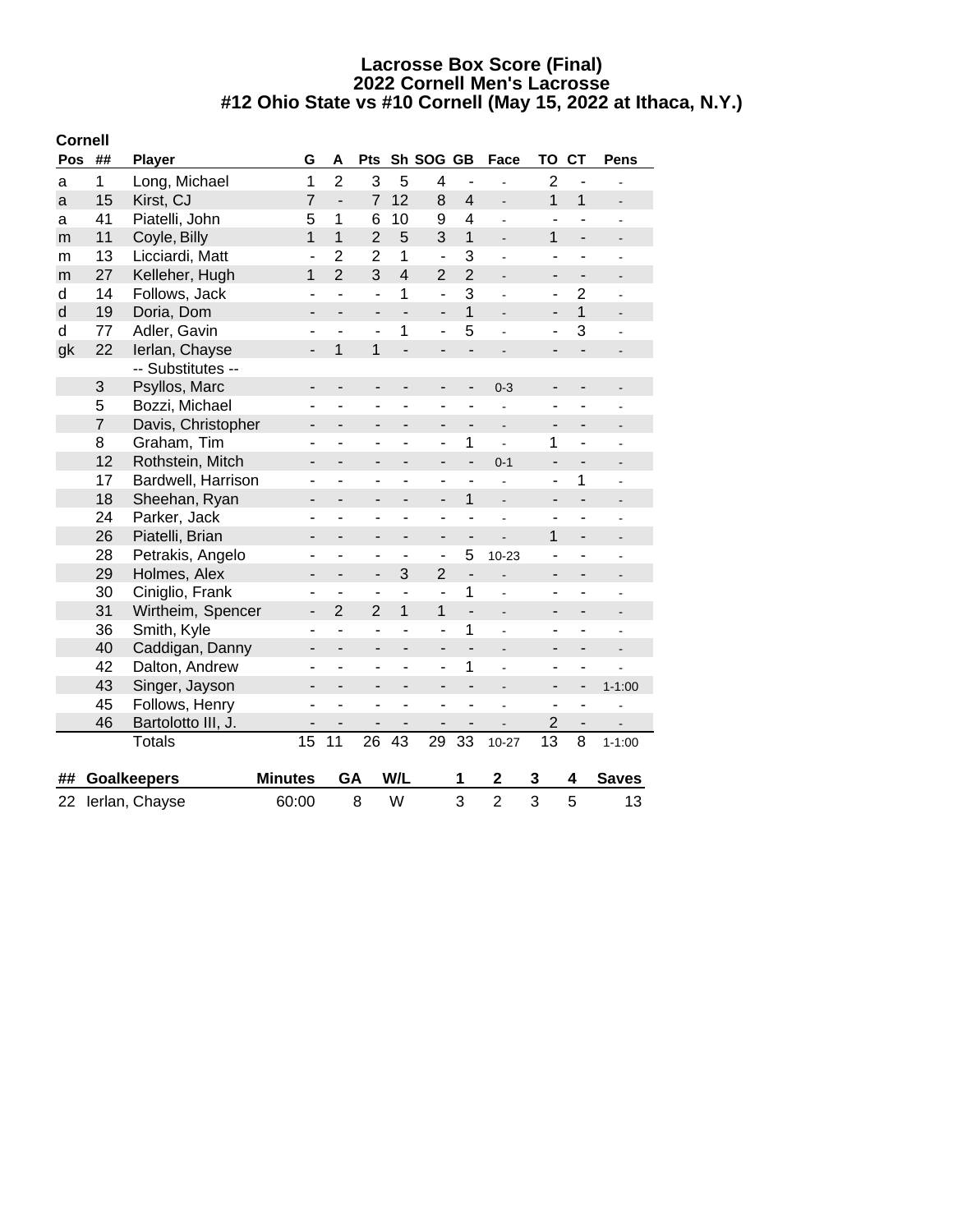# Lacrosse Box Score (Final)
## 2022 Cornell Men's Lacrosse
## #12 Ohio State vs #10 Cornell (May 15, 2022 at Ithaca, N.Y.)

**Cornell**

| Pos | ## | Player | G | A | Pts | Sh | SOG | GB | Face | TO | CT | Pens |
|---|---|---|---|---|---|---|---|---|---|---|---|---|
| a | 1 | Long, Michael | 1 | 2 | 3 | 5 | 4 | - | - | 2 | - | - |
| a | 15 | Kirst, CJ | 7 | - | 7 | 12 | 8 | 4 | - | 1 | 1 | - |
| a | 41 | Piatelli, John | 5 | 1 | 6 | 10 | 9 | 4 | - | - | - | - |
| m | 11 | Coyle, Billy | 1 | 1 | 2 | 5 | 3 | 1 | - | 1 | - | - |
| m | 13 | Licciardi, Matt | - | 2 | 2 | 1 | - | 3 | - | - | - | - |
| m | 27 | Kelleher, Hugh | 1 | 2 | 3 | 4 | 2 | 2 | - | - | - | - |
| d | 14 | Follows, Jack | - | - | - | 1 | - | 3 | - | - | 2 | - |
| d | 19 | Doria, Dom | - | - | - | - | - | 1 | - | - | 1 | - |
| d | 77 | Adler, Gavin | - | - | - | 1 | - | 5 | - | - | 3 | - |
| gk | 22 | Ierlan, Chayse | - | 1 | 1 | - | - | - | - | - | - | - |
| | | -- Substitutes -- | | | | | | | | | | |
| | 3 | Psyllos, Marc | - | - | - | - | - | - | 0-3 | - | - | - |
| | 5 | Bozzi, Michael | - | - | - | - | - | - | - | - | - | - |
| | 7 | Davis, Christopher | - | - | - | - | - | - | - | - | - | - |
| | 8 | Graham, Tim | - | - | - | - | - | 1 | - | 1 | - | - |
| | 12 | Rothstein, Mitch | - | - | - | - | - | - | 0-1 | - | - | - |
| | 17 | Bardwell, Harrison | - | - | - | - | - | - | - | - | 1 | - |
| | 18 | Sheehan, Ryan | - | - | - | - | - | 1 | - | - | - | - |
| | 24 | Parker, Jack | - | - | - | - | - | - | - | - | - | - |
| | 26 | Piatelli, Brian | - | - | - | - | - | - | - | 1 | - | - |
| | 28 | Petrakis, Angelo | - | - | - | - | - | 5 | 10-23 | - | - | - |
| | 29 | Holmes, Alex | - | - | - | 3 | 2 | - | - | - | - | - |
| | 30 | Ciniglio, Frank | - | - | - | - | - | 1 | - | - | - | - |
| | 31 | Wirtheim, Spencer | - | 2 | 2 | 1 | 1 | - | - | - | - | - |
| | 36 | Smith, Kyle | - | - | - | - | - | 1 | - | - | - | - |
| | 40 | Caddigan, Danny | - | - | - | - | - | - | - | - | - | - |
| | 42 | Dalton, Andrew | - | - | - | - | - | 1 | - | - | - | - |
| | 43 | Singer, Jayson | - | - | - | - | - | - | - | - | - | 1-1:00 |
| | 45 | Follows, Henry | - | - | - | - | - | - | - | - | - | - |
| | 46 | Bartolotto III, J. | - | - | - | - | - | - | - | 2 | - | - |
| | | Totals | 15 | 11 | 26 | 43 | 29 | 33 | 10-27 | 13 | 8 | 1-1:00 |

| ## | Goalkeepers | Minutes | GA | W/L | 1 | 2 | 3 | 4 | Saves |
|---|---|---|---|---|---|---|---|---|---|
| 22 | Ierlan, Chayse | 60:00 | 8 | W | 3 | 2 | 3 | 5 | 13 |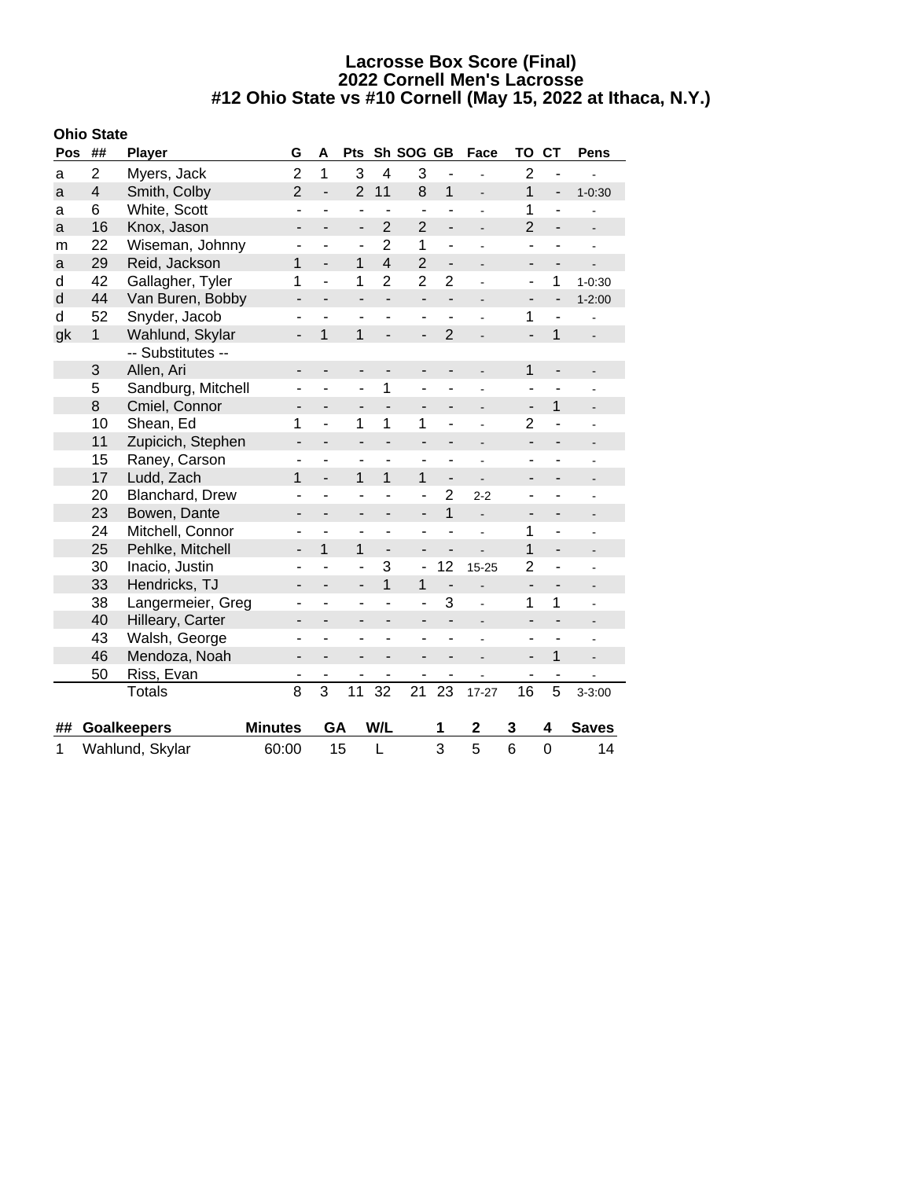# Lacrosse Box Score (Final)
## 2022 Cornell Men's Lacrosse
## #12 Ohio State vs #10 Cornell (May 15, 2022 at Ithaca, N.Y.)

**Ohio State**

| Pos | ## | Player | G | A | Pts | Sh | SOG | GB | Face | TO | CT | Pens |
|---|---|---|---|---|---|---|---|---|---|---|---|---|
| a | 2 | Myers, Jack | 2 | 1 | 3 | 4 | 3 | - | - | 2 | - | - |
| a | 4 | Smith, Colby | 2 | - | 2 | 11 | 8 | 1 | - | 1 | - | 1-0:30 |
| a | 6 | White, Scott | - | - | - | - | - | - | - | 1 | - | - |
| a | 16 | Knox, Jason | - | - | - | 2 | 2 | - | - | 2 | - | - |
| m | 22 | Wiseman, Johnny | - | - | - | 2 | 1 | - | - | - | - | - |
| a | 29 | Reid, Jackson | 1 | - | 1 | 4 | 2 | - | - | - | - | - |
| d | 42 | Gallagher, Tyler | 1 | - | 1 | 2 | 2 | 2 | - | - | 1 | 1-0:30 |
| d | 44 | Van Buren, Bobby | - | - | - | - | - | - | - | - | - | 1-2:00 |
| d | 52 | Snyder, Jacob | - | - | - | - | - | - | - | 1 | - | - |
| gk | 1 | Wahlund, Skylar | - | 1 | 1 | - | - | 2 | - | - | 1 | - |
| | | -- Substitutes -- | | | | | | | | | | |
| | 3 | Allen, Ari | - | - | - | - | - | - | - | 1 | - | - |
| | 5 | Sandburg, Mitchell | - | - | - | 1 | - | - | - | - | - | - |
| | 8 | Cmiel, Connor | - | - | - | - | - | - | - | - | 1 | - |
| | 10 | Shean, Ed | 1 | - | 1 | 1 | 1 | - | - | 2 | - | - |
| | 11 | Zupicich, Stephen | - | - | - | - | - | - | - | - | - | - |
| | 15 | Raney, Carson | - | - | - | - | - | - | - | - | - | - |
| | 17 | Ludd, Zach | 1 | - | 1 | 1 | 1 | - | - | - | - | - |
| | 20 | Blanchard, Drew | - | - | - | - | - | 2 | 2-2 | - | - | - |
| | 23 | Bowen, Dante | - | - | - | - | - | 1 | - | - | - | - |
| | 24 | Mitchell, Connor | - | - | - | - | - | - | - | 1 | - | - |
| | 25 | Pehlke, Mitchell | - | 1 | 1 | - | - | - | - | 1 | - | - |
| | 30 | Inacio, Justin | - | - | - | 3 | - | 12 | 15-25 | 2 | - | - |
| | 33 | Hendricks, TJ | - | - | - | 1 | 1 | - | - | - | - | - |
| | 38 | Langermeier, Greg | - | - | - | - | - | 3 | - | 1 | 1 | - |
| | 40 | Hilleary, Carter | - | - | - | - | - | - | - | - | - | - |
| | 43 | Walsh, George | - | - | - | - | - | - | - | - | - | - |
| | 46 | Mendoza, Noah | - | - | - | - | - | - | - | - | 1 | - |
| | 50 | Riss, Evan | - | - | - | - | - | - | - | - | - | - |
| | | Totals | 8 | 3 | 11 | 32 | 21 | 23 | 17-27 | 16 | 5 | 3-3:00 |

| ## | Goalkeepers | Minutes | GA | W/L | 1 | 2 | 3 | 4 | Saves |
|---|---|---|---|---|---|---|---|---|---|
| 1 | Wahlund, Skylar | 60:00 | 15 | L | 3 | 5 | 6 | 0 | 14 |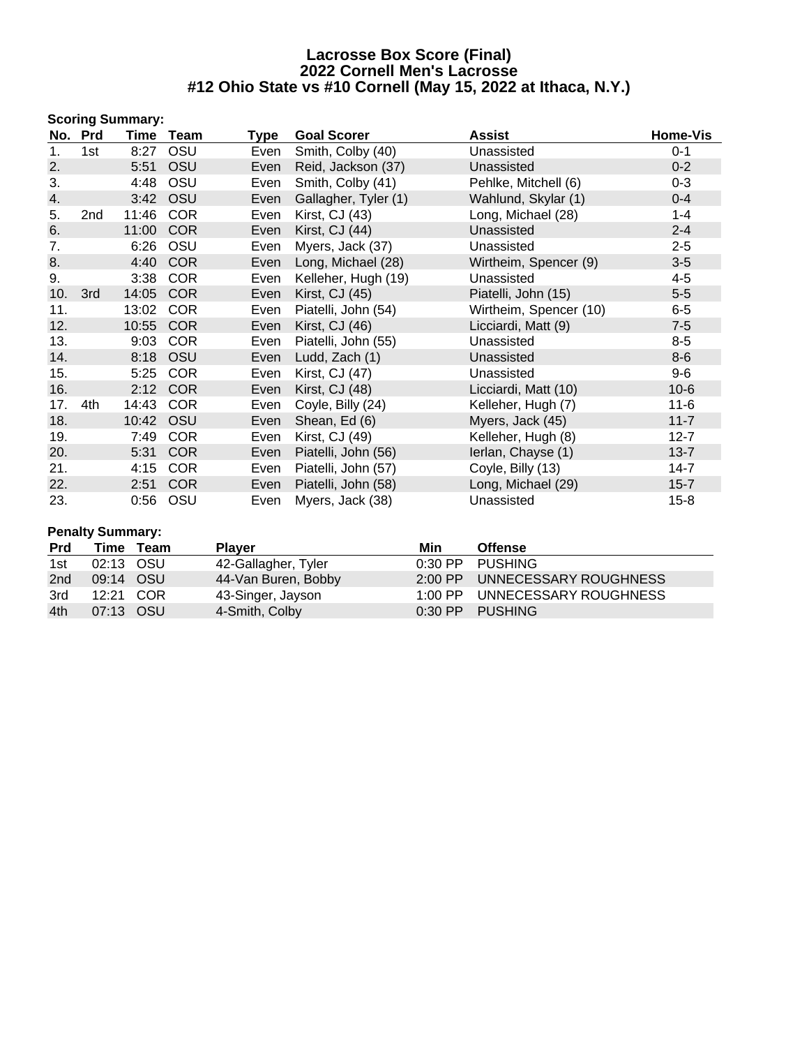# Lacrosse Box Score (Final)
## 2022 Cornell Men's Lacrosse
## #12 Ohio State vs #10 Cornell (May 15, 2022 at Ithaca, N.Y.)

**Scoring Summary:**

| No. | Prd | Time | Team | Type | Goal Scorer | Assist | Home-Vis |
|---|---|---|---|---|---|---|---|
| 1. | 1st | 8:27 | OSU | Even | Smith, Colby (40) | Unassisted | 0-1 |
| 2. | | 5:51 | OSU | Even | Reid, Jackson (37) | Unassisted | 0-2 |
| 3. | | 4:48 | OSU | Even | Smith, Colby (41) | Pehlke, Mitchell (6) | 0-3 |
| 4. | | 3:42 | OSU | Even | Gallagher, Tyler (1) | Wahlund, Skylar (1) | 0-4 |
| 5. | 2nd | 11:46 | COR | Even | Kirst, CJ (43) | Long, Michael (28) | 1-4 |
| 6. | | 11:00 | COR | Even | Kirst, CJ (44) | Unassisted | 2-4 |
| 7. | | 6:26 | OSU | Even | Myers, Jack (37) | Unassisted | 2-5 |
| 8. | | 4:40 | COR | Even | Long, Michael (28) | Wirtheim, Spencer (9) | 3-5 |
| 9. | | 3:38 | COR | Even | Kelleher, Hugh (19) | Unassisted | 4-5 |
| 10. | 3rd | 14:05 | COR | Even | Kirst, CJ (45) | Piatelli, John (15) | 5-5 |
| 11. | | 13:02 | COR | Even | Piatelli, John (54) | Wirtheim, Spencer (10) | 6-5 |
| 12. | | 10:55 | COR | Even | Kirst, CJ (46) | Licciardi, Matt (9) | 7-5 |
| 13. | | 9:03 | COR | Even | Piatelli, John (55) | Unassisted | 8-5 |
| 14. | | 8:18 | OSU | Even | Ludd, Zach (1) | Unassisted | 8-6 |
| 15. | | 5:25 | COR | Even | Kirst, CJ (47) | Unassisted | 9-6 |
| 16. | | 2:12 | COR | Even | Kirst, CJ (48) | Licciardi, Matt (10) | 10-6 |
| 17. | 4th | 14:43 | COR | Even | Coyle, Billy (24) | Kelleher, Hugh (7) | 11-6 |
| 18. | | 10:42 | OSU | Even | Shean, Ed (6) | Myers, Jack (45) | 11-7 |
| 19. | | 7:49 | COR | Even | Kirst, CJ (49) | Kelleher, Hugh (8) | 12-7 |
| 20. | | 5:31 | COR | Even | Piatelli, John (56) | Ierlan, Chayse (1) | 13-7 |
| 21. | | 4:15 | COR | Even | Piatelli, John (57) | Coyle, Billy (13) | 14-7 |
| 22. | | 2:51 | COR | Even | Piatelli, John (58) | Long, Michael (29) | 15-7 |
| 23. | | 0:56 | OSU | Even | Myers, Jack (38) | Unassisted | 15-8 |

**Penalty Summary:**

| Prd | Time | Team | Player | Min | Offense |
|---|---|---|---|---|---|
| 1st | 02:13 | OSU | 42-Gallagher, Tyler | 0:30 PP | PUSHING |
| 2nd | 09:14 | OSU | 44-Van Buren, Bobby | 2:00 PP | UNNECESSARY ROUGHNESS |
| 3rd | 12:21 | COR | 43-Singer, Jayson | 1:00 PP | UNNECESSARY ROUGHNESS |
| 4th | 07:13 | OSU | 4-Smith, Colby | 0:30 PP | PUSHING |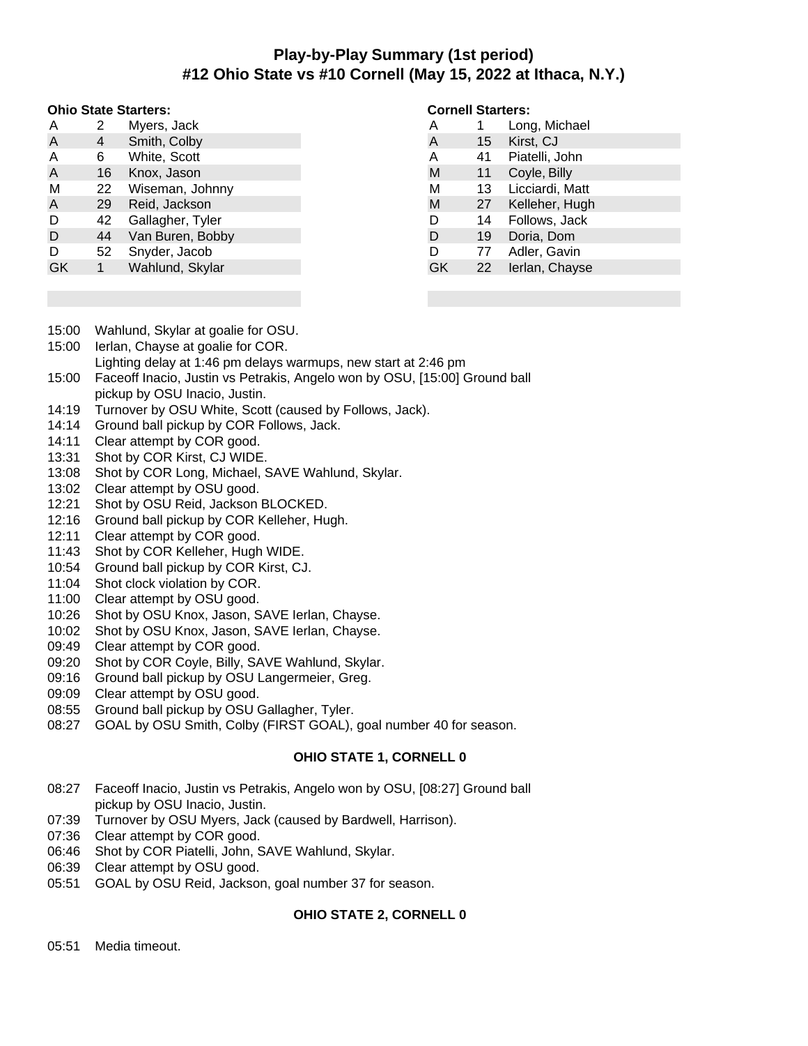# Play-by-Play Summary (1st period)
## #12 Ohio State vs #10 Cornell (May 15, 2022 at Ithaca, N.Y.)

**Ohio State Starters:**

| Pos | # | Name |
|---|---|---|
| A | 2 | Myers, Jack |
| A | 4 | Smith, Colby |
| A | 6 | White, Scott |
| A | 16 | Knox, Jason |
| M | 22 | Wiseman, Johnny |
| A | 29 | Reid, Jackson |
| D | 42 | Gallagher, Tyler |
| D | 44 | Van Buren, Bobby |
| D | 52 | Snyder, Jacob |
| GK | 1 | Wahlund, Skylar |

**Cornell Starters:**

| Pos | # | Name |
|---|---|---|
| A | 1 | Long, Michael |
| A | 15 | Kirst, CJ |
| A | 41 | Piatelli, John |
| M | 11 | Coyle, Billy |
| M | 13 | Licciardi, Matt |
| M | 27 | Kelleher, Hugh |
| D | 14 | Follows, Jack |
| D | 19 | Doria, Dom |
| D | 77 | Adler, Gavin |
| GK | 22 | Ierlan, Chayse |

15:00 Wahlund, Skylar at goalie for OSU.
15:00 Ierlan, Chayse at goalie for COR.
Lighting delay at 1:46 pm delays warmups, new start at 2:46 pm
15:00 Faceoff Inacio, Justin vs Petrakis, Angelo won by OSU, [15:00] Ground ball pickup by OSU Inacio, Justin.
14:19 Turnover by OSU White, Scott (caused by Follows, Jack).
14:14 Ground ball pickup by COR Follows, Jack.
14:11 Clear attempt by COR good.
13:31 Shot by COR Kirst, CJ WIDE.
13:08 Shot by COR Long, Michael, SAVE Wahlund, Skylar.
13:02 Clear attempt by OSU good.
12:21 Shot by OSU Reid, Jackson BLOCKED.
12:16 Ground ball pickup by COR Kelleher, Hugh.
12:11 Clear attempt by COR good.
11:43 Shot by COR Kelleher, Hugh WIDE.
10:54 Ground ball pickup by COR Kirst, CJ.
11:04 Shot clock violation by COR.
11:00 Clear attempt by OSU good.
10:26 Shot by OSU Knox, Jason, SAVE Ierlan, Chayse.
10:02 Shot by OSU Knox, Jason, SAVE Ierlan, Chayse.
09:49 Clear attempt by COR good.
09:20 Shot by COR Coyle, Billy, SAVE Wahlund, Skylar.
09:16 Ground ball pickup by OSU Langermeier, Greg.
09:09 Clear attempt by OSU good.
08:55 Ground ball pickup by OSU Gallagher, Tyler.
08:27 GOAL by OSU Smith, Colby (FIRST GOAL), goal number 40 for season.

**OHIO STATE 1, CORNELL 0**

08:27 Faceoff Inacio, Justin vs Petrakis, Angelo won by OSU, [08:27] Ground ball pickup by OSU Inacio, Justin.
07:39 Turnover by OSU Myers, Jack (caused by Bardwell, Harrison).
07:36 Clear attempt by COR good.
06:46 Shot by COR Piatelli, John, SAVE Wahlund, Skylar.
06:39 Clear attempt by OSU good.
05:51 GOAL by OSU Reid, Jackson, goal number 37 for season.

**OHIO STATE 2, CORNELL 0**

05:51 Media timeout.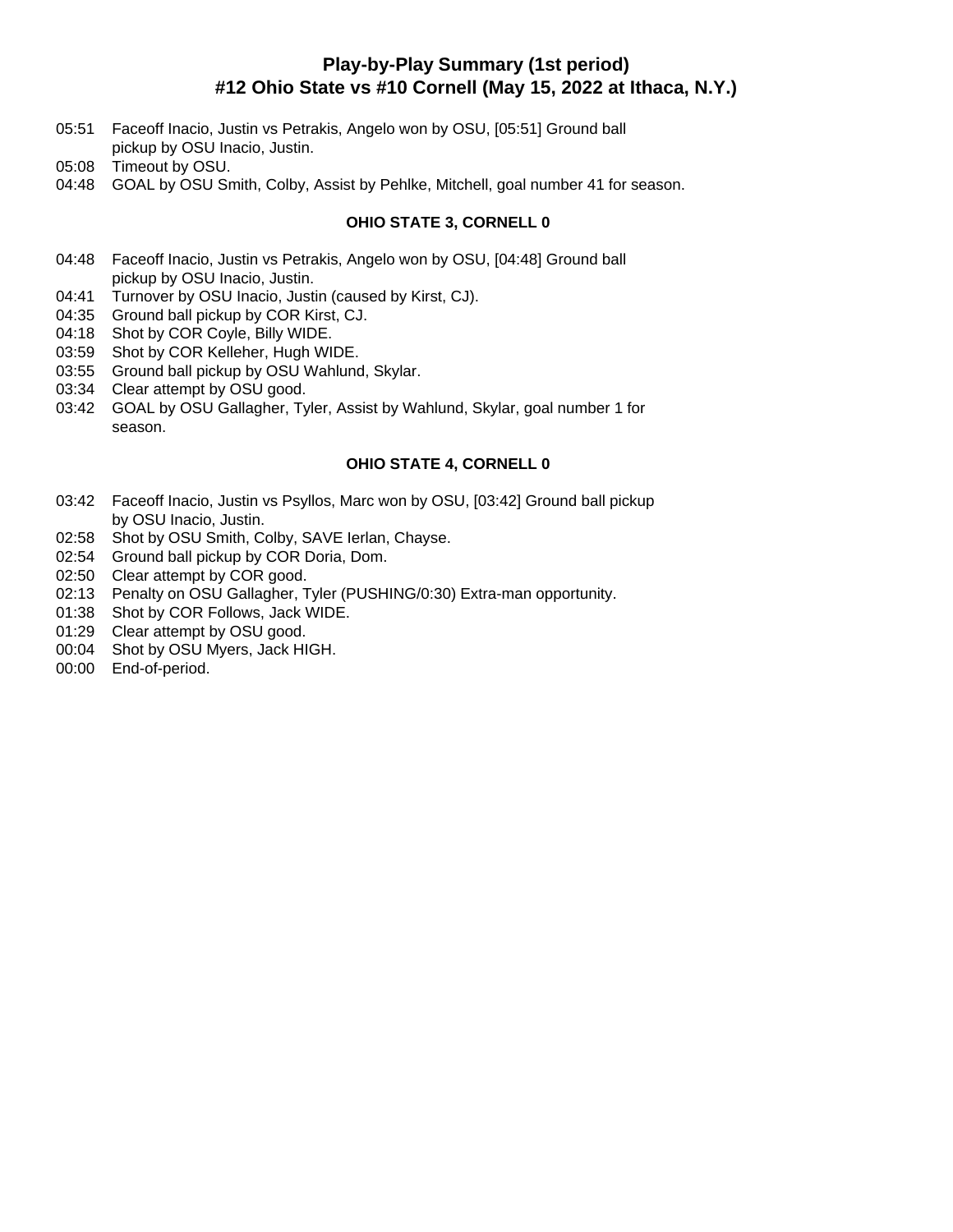## Play-by-Play Summary (1st period)
## #12 Ohio State vs #10 Cornell (May 15, 2022 at Ithaca, N.Y.)

05:51 Faceoff Inacio, Justin vs Petrakis, Angelo won by OSU, [05:51] Ground ball pickup by OSU Inacio, Justin.
05:08 Timeout by OSU.
04:48 GOAL by OSU Smith, Colby, Assist by Pehlke, Mitchell, goal number 41 for season.

**OHIO STATE 3, CORNELL 0**

04:48 Faceoff Inacio, Justin vs Petrakis, Angelo won by OSU, [04:48] Ground ball pickup by OSU Inacio, Justin.
04:41 Turnover by OSU Inacio, Justin (caused by Kirst, CJ).
04:35 Ground ball pickup by COR Kirst, CJ.
04:18 Shot by COR Coyle, Billy WIDE.
03:59 Shot by COR Kelleher, Hugh WIDE.
03:55 Ground ball pickup by OSU Wahlund, Skylar.
03:34 Clear attempt by OSU good.
03:42 GOAL by OSU Gallagher, Tyler, Assist by Wahlund, Skylar, goal number 1 for season.

**OHIO STATE 4, CORNELL 0**

03:42 Faceoff Inacio, Justin vs Psyllos, Marc won by OSU, [03:42] Ground ball pickup by OSU Inacio, Justin.
02:58 Shot by OSU Smith, Colby, SAVE Ierlan, Chayse.
02:54 Ground ball pickup by COR Doria, Dom.
02:50 Clear attempt by COR good.
02:13 Penalty on OSU Gallagher, Tyler (PUSHING/0:30) Extra-man opportunity.
01:38 Shot by COR Follows, Jack WIDE.
01:29 Clear attempt by OSU good.
00:04 Shot by OSU Myers, Jack HIGH.
00:00 End-of-period.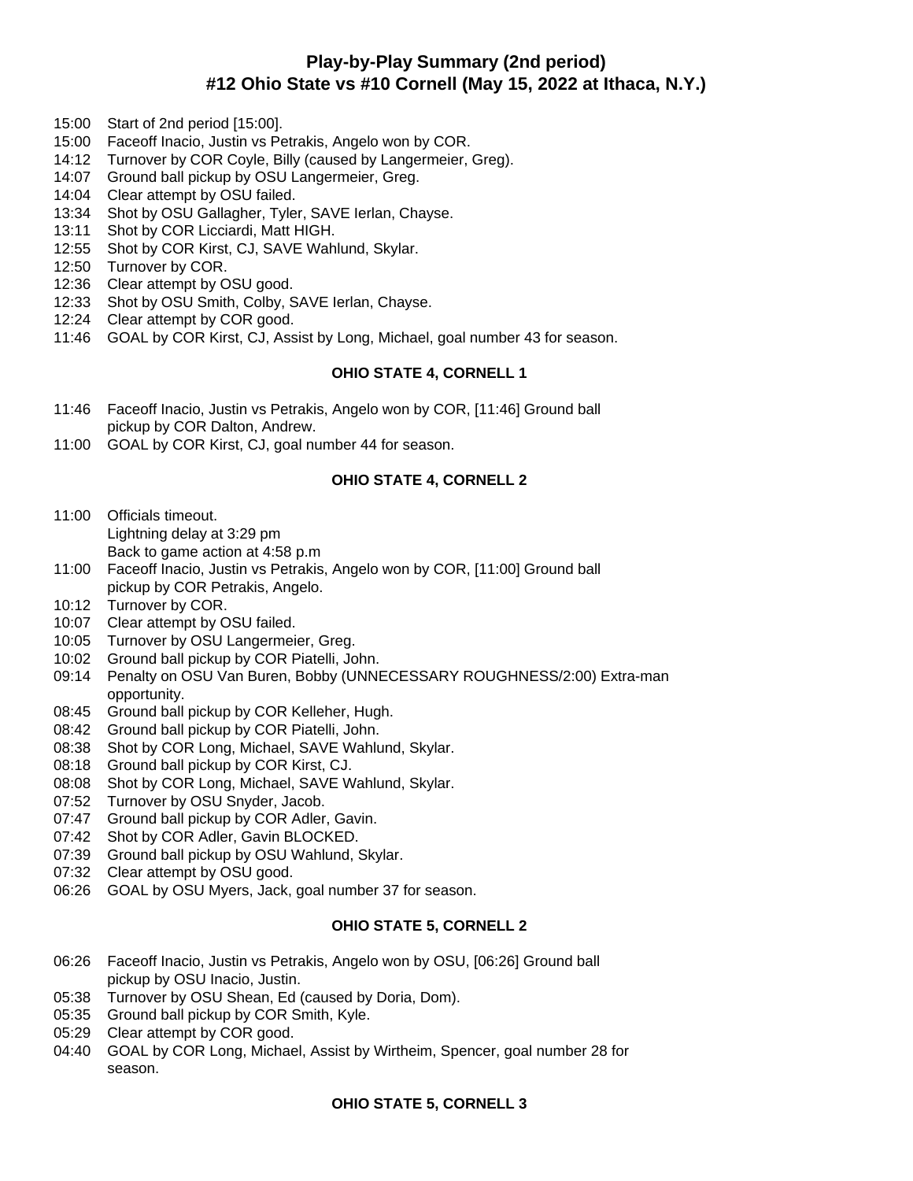# Play-by-Play Summary (2nd period)
## #12 Ohio State vs #10 Cornell (May 15, 2022 at Ithaca, N.Y.)

- 15:00 Start of 2nd period [15:00].
- 15:00 Faceoff Inacio, Justin vs Petrakis, Angelo won by COR.
- 14:12 Turnover by COR Coyle, Billy (caused by Langermeier, Greg).
- 14:07 Ground ball pickup by OSU Langermeier, Greg.
- 14:04 Clear attempt by OSU failed.
- 13:34 Shot by OSU Gallagher, Tyler, SAVE Ierlan, Chayse.
- 13:11 Shot by COR Licciardi, Matt HIGH.
- 12:55 Shot by COR Kirst, CJ, SAVE Wahlund, Skylar.
- 12:50 Turnover by COR.
- 12:36 Clear attempt by OSU good.
- 12:33 Shot by OSU Smith, Colby, SAVE Ierlan, Chayse.
- 12:24 Clear attempt by COR good.
- 11:46 GOAL by COR Kirst, CJ, Assist by Long, Michael, goal number 43 for season.

**OHIO STATE 4, CORNELL 1**

- 11:46 Faceoff Inacio, Justin vs Petrakis, Angelo won by COR, [11:46] Ground ball pickup by COR Dalton, Andrew.
- 11:00 GOAL by COR Kirst, CJ, goal number 44 for season.

**OHIO STATE 4, CORNELL 2**

- 11:00 Officials timeout.
  Lightning delay at 3:29 pm
  Back to game action at 4:58 p.m
- 11:00 Faceoff Inacio, Justin vs Petrakis, Angelo won by COR, [11:00] Ground ball pickup by COR Petrakis, Angelo.
- 10:12 Turnover by COR.
- 10:07 Clear attempt by OSU failed.
- 10:05 Turnover by OSU Langermeier, Greg.
- 10:02 Ground ball pickup by COR Piatelli, John.
- 09:14 Penalty on OSU Van Buren, Bobby (UNNECESSARY ROUGHNESS/2:00) Extra-man opportunity.
- 08:45 Ground ball pickup by COR Kelleher, Hugh.
- 08:42 Ground ball pickup by COR Piatelli, John.
- 08:38 Shot by COR Long, Michael, SAVE Wahlund, Skylar.
- 08:18 Ground ball pickup by COR Kirst, CJ.
- 08:08 Shot by COR Long, Michael, SAVE Wahlund, Skylar.
- 07:52 Turnover by OSU Snyder, Jacob.
- 07:47 Ground ball pickup by COR Adler, Gavin.
- 07:42 Shot by COR Adler, Gavin BLOCKED.
- 07:39 Ground ball pickup by OSU Wahlund, Skylar.
- 07:32 Clear attempt by OSU good.
- 06:26 GOAL by OSU Myers, Jack, goal number 37 for season.

**OHIO STATE 5, CORNELL 2**

- 06:26 Faceoff Inacio, Justin vs Petrakis, Angelo won by OSU, [06:26] Ground ball pickup by OSU Inacio, Justin.
- 05:38 Turnover by OSU Shean, Ed (caused by Doria, Dom).
- 05:35 Ground ball pickup by COR Smith, Kyle.
- 05:29 Clear attempt by COR good.
- 04:40 GOAL by COR Long, Michael, Assist by Wirtheim, Spencer, goal number 28 for season.

**OHIO STATE 5, CORNELL 3**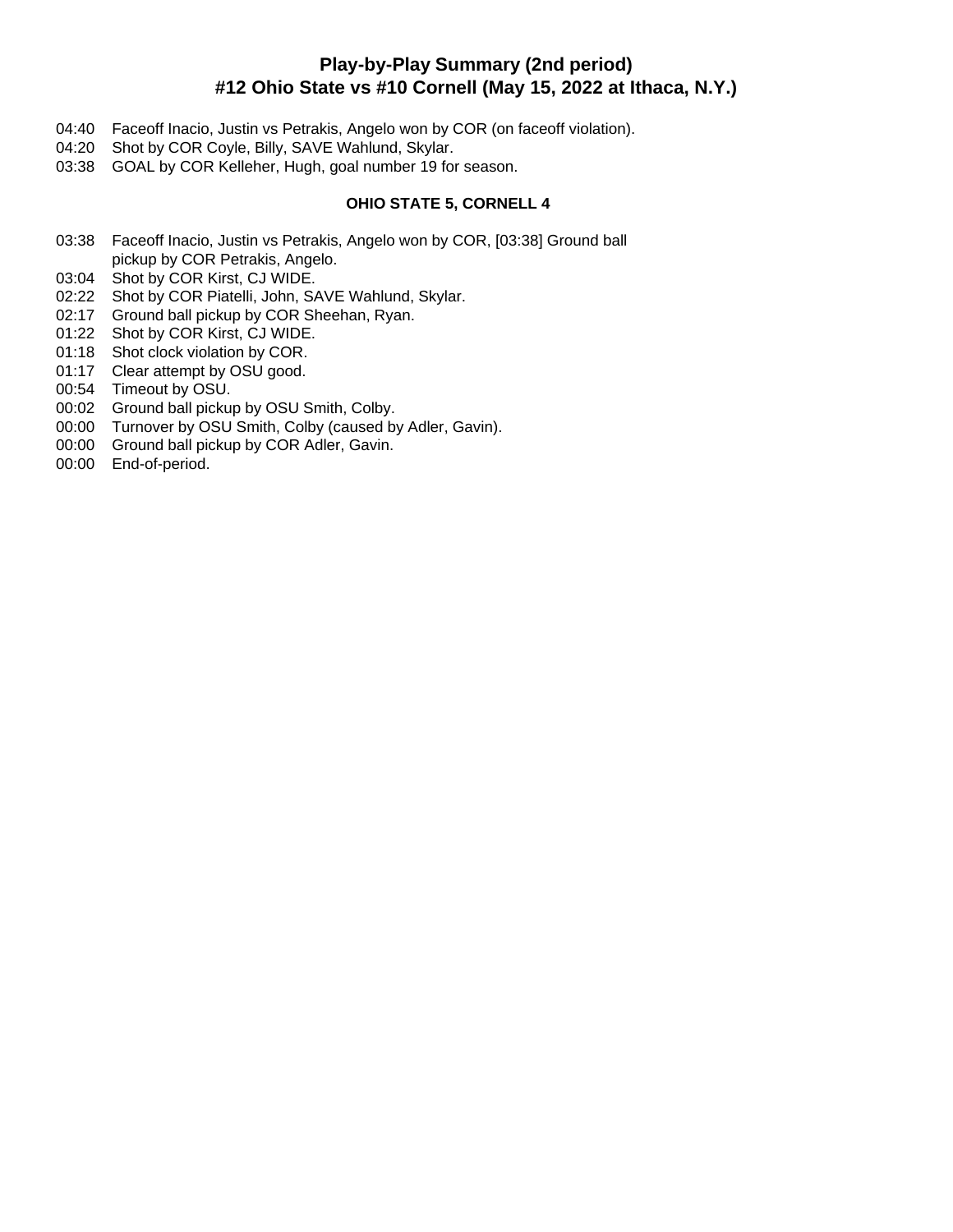## Play-by-Play Summary (2nd period)
## #12 Ohio State vs #10 Cornell (May 15, 2022 at Ithaca, N.Y.)

04:40 Faceoff Inacio, Justin vs Petrakis, Angelo won by COR (on faceoff violation).
04:20 Shot by COR Coyle, Billy, SAVE Wahlund, Skylar.
03:38 GOAL by COR Kelleher, Hugh, goal number 19 for season.

**OHIO STATE 5, CORNELL 4**

03:38 Faceoff Inacio, Justin vs Petrakis, Angelo won by COR, [03:38] Ground ball pickup by COR Petrakis, Angelo.
03:04 Shot by COR Kirst, CJ WIDE.
02:22 Shot by COR Piatelli, John, SAVE Wahlund, Skylar.
02:17 Ground ball pickup by COR Sheehan, Ryan.
01:22 Shot by COR Kirst, CJ WIDE.
01:18 Shot clock violation by COR.
01:17 Clear attempt by OSU good.
00:54 Timeout by OSU.
00:02 Ground ball pickup by OSU Smith, Colby.
00:00 Turnover by OSU Smith, Colby (caused by Adler, Gavin).
00:00 Ground ball pickup by COR Adler, Gavin.
00:00 End-of-period.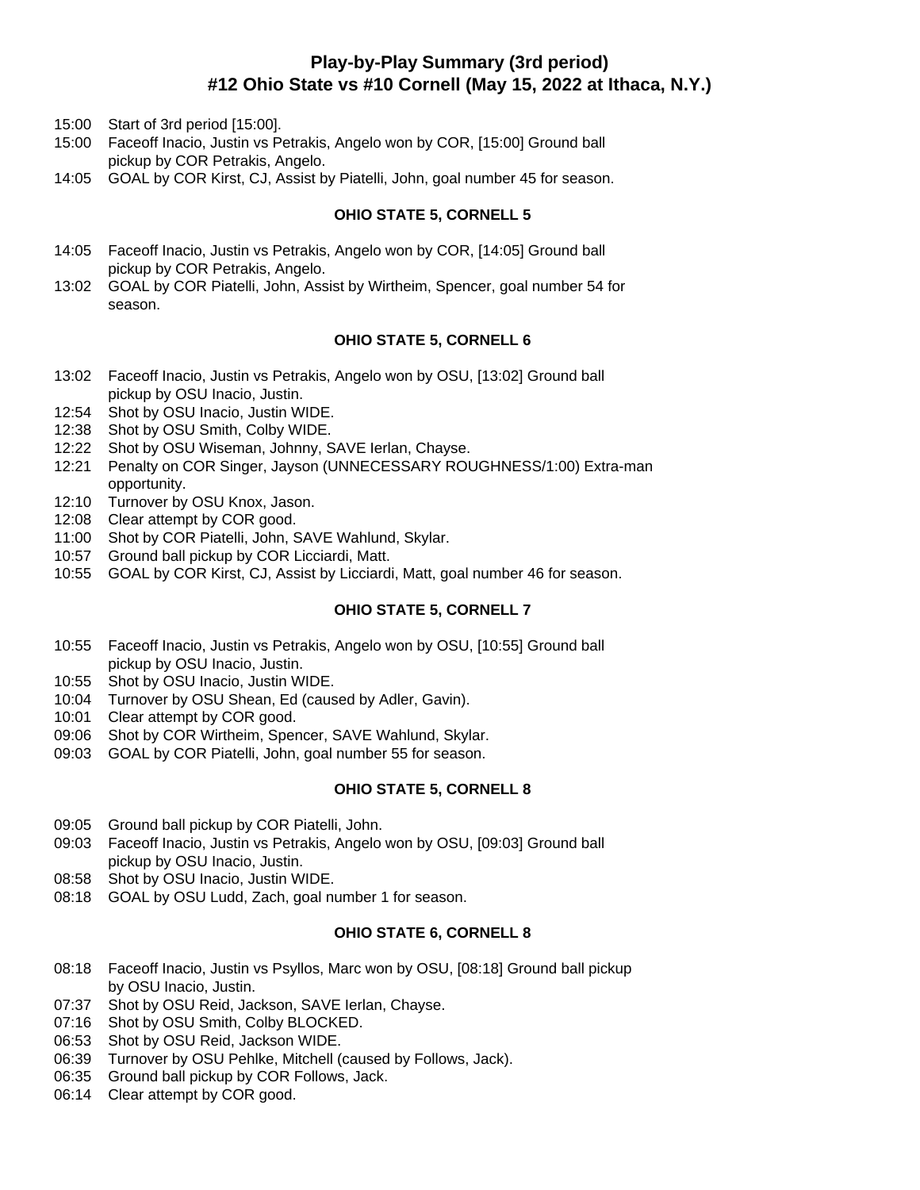# Play-by-Play Summary (3rd period)
# #12 Ohio State vs #10 Cornell (May 15, 2022 at Ithaca, N.Y.)

15:00 Start of 3rd period [15:00].
15:00 Faceoff Inacio, Justin vs Petrakis, Angelo won by COR, [15:00] Ground ball pickup by COR Petrakis, Angelo.
14:05 GOAL by COR Kirst, CJ, Assist by Piatelli, John, goal number 45 for season.

**OHIO STATE 5, CORNELL 5**

14:05 Faceoff Inacio, Justin vs Petrakis, Angelo won by COR, [14:05] Ground ball pickup by COR Petrakis, Angelo.
13:02 GOAL by COR Piatelli, John, Assist by Wirtheim, Spencer, goal number 54 for season.

**OHIO STATE 5, CORNELL 6**

13:02 Faceoff Inacio, Justin vs Petrakis, Angelo won by OSU, [13:02] Ground ball pickup by OSU Inacio, Justin.
12:54 Shot by OSU Inacio, Justin WIDE.
12:38 Shot by OSU Smith, Colby WIDE.
12:22 Shot by OSU Wiseman, Johnny, SAVE Ierlan, Chayse.
12:21 Penalty on COR Singer, Jayson (UNNECESSARY ROUGHNESS/1:00) Extra-man opportunity.
12:10 Turnover by OSU Knox, Jason.
12:08 Clear attempt by COR good.
11:00 Shot by COR Piatelli, John, SAVE Wahlund, Skylar.
10:57 Ground ball pickup by COR Licciardi, Matt.
10:55 GOAL by COR Kirst, CJ, Assist by Licciardi, Matt, goal number 46 for season.

**OHIO STATE 5, CORNELL 7**

10:55 Faceoff Inacio, Justin vs Petrakis, Angelo won by OSU, [10:55] Ground ball pickup by OSU Inacio, Justin.
10:55 Shot by OSU Inacio, Justin WIDE.
10:04 Turnover by OSU Shean, Ed (caused by Adler, Gavin).
10:01 Clear attempt by COR good.
09:06 Shot by COR Wirtheim, Spencer, SAVE Wahlund, Skylar.
09:03 GOAL by COR Piatelli, John, goal number 55 for season.

**OHIO STATE 5, CORNELL 8**

09:05 Ground ball pickup by COR Piatelli, John.
09:03 Faceoff Inacio, Justin vs Petrakis, Angelo won by OSU, [09:03] Ground ball pickup by OSU Inacio, Justin.
08:58 Shot by OSU Inacio, Justin WIDE.
08:18 GOAL by OSU Ludd, Zach, goal number 1 for season.

**OHIO STATE 6, CORNELL 8**

08:18 Faceoff Inacio, Justin vs Psyllos, Marc won by OSU, [08:18] Ground ball pickup by OSU Inacio, Justin.
07:37 Shot by OSU Reid, Jackson, SAVE Ierlan, Chayse.
07:16 Shot by OSU Smith, Colby BLOCKED.
06:53 Shot by OSU Reid, Jackson WIDE.
06:39 Turnover by OSU Pehlke, Mitchell (caused by Follows, Jack).
06:35 Ground ball pickup by COR Follows, Jack.
06:14 Clear attempt by COR good.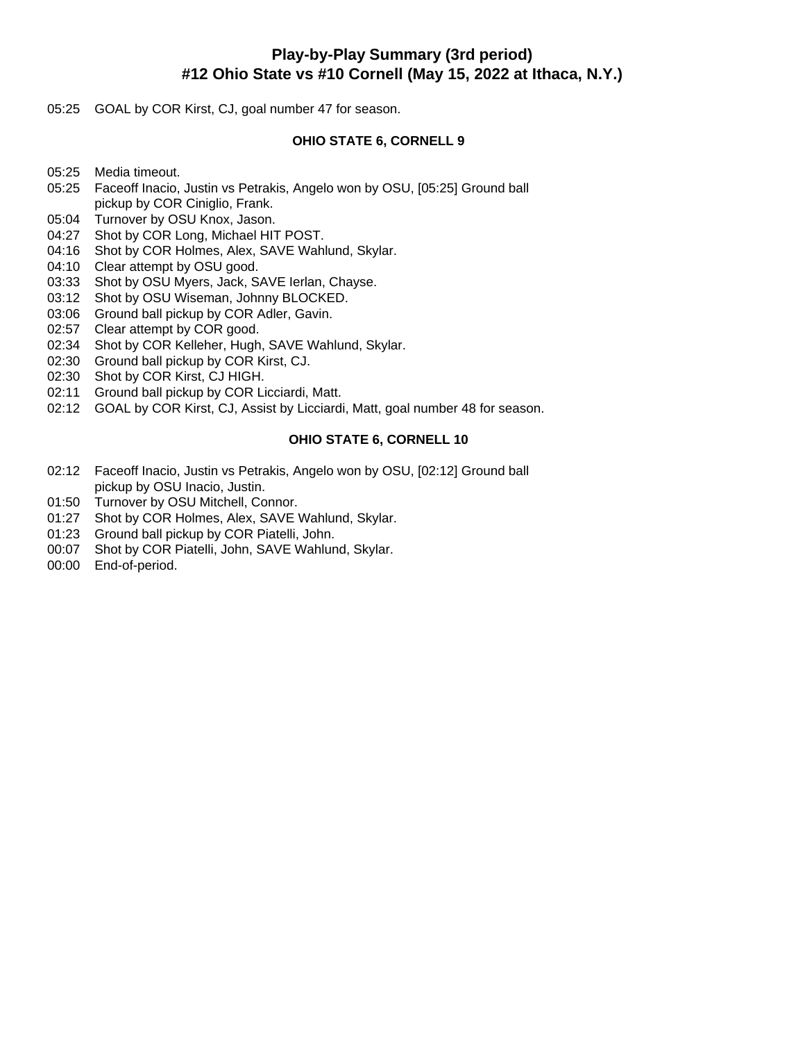## Play-by-Play Summary (3rd period)
## #12 Ohio State vs #10 Cornell (May 15, 2022 at Ithaca, N.Y.)

05:25 GOAL by COR Kirst, CJ, goal number 47 for season.

**OHIO STATE 6, CORNELL 9**

05:25 Media timeout.
05:25 Faceoff Inacio, Justin vs Petrakis, Angelo won by OSU, [05:25] Ground ball pickup by COR Ciniglio, Frank.
05:04 Turnover by OSU Knox, Jason.
04:27 Shot by COR Long, Michael HIT POST.
04:16 Shot by COR Holmes, Alex, SAVE Wahlund, Skylar.
04:10 Clear attempt by OSU good.
03:33 Shot by OSU Myers, Jack, SAVE Ierlan, Chayse.
03:12 Shot by OSU Wiseman, Johnny BLOCKED.
03:06 Ground ball pickup by COR Adler, Gavin.
02:57 Clear attempt by COR good.
02:34 Shot by COR Kelleher, Hugh, SAVE Wahlund, Skylar.
02:30 Ground ball pickup by COR Kirst, CJ.
02:30 Shot by COR Kirst, CJ HIGH.
02:11 Ground ball pickup by COR Licciardi, Matt.
02:12 GOAL by COR Kirst, CJ, Assist by Licciardi, Matt, goal number 48 for season.

**OHIO STATE 6, CORNELL 10**

02:12 Faceoff Inacio, Justin vs Petrakis, Angelo won by OSU, [02:12] Ground ball pickup by OSU Inacio, Justin.
01:50 Turnover by OSU Mitchell, Connor.
01:27 Shot by COR Holmes, Alex, SAVE Wahlund, Skylar.
01:23 Ground ball pickup by COR Piatelli, John.
00:07 Shot by COR Piatelli, John, SAVE Wahlund, Skylar.
00:00 End-of-period.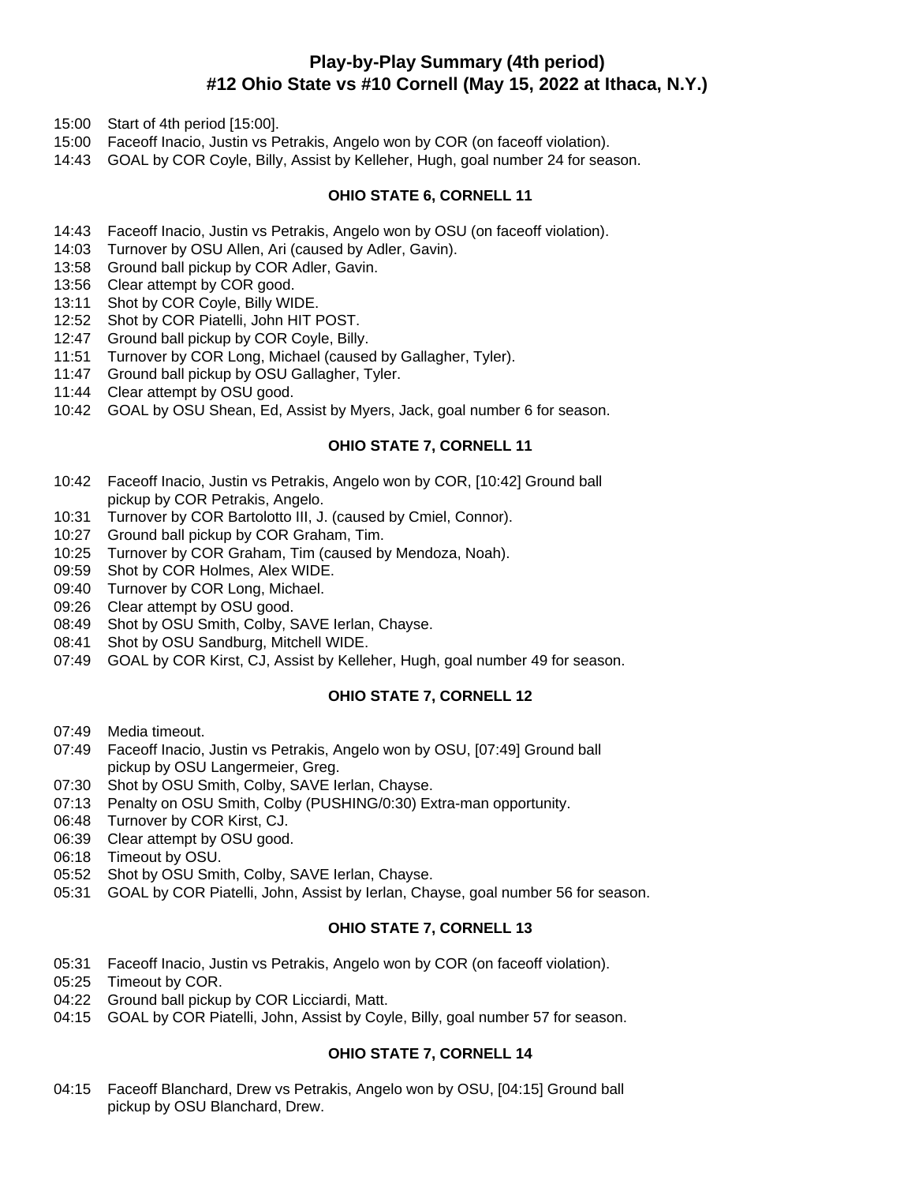# Play-by-Play Summary (4th period)

## #12 Ohio State vs #10 Cornell (May 15, 2022 at Ithaca, N.Y.)

15:00 Start of 4th period [15:00].
15:00 Faceoff Inacio, Justin vs Petrakis, Angelo won by COR (on faceoff violation).
14:43 GOAL by COR Coyle, Billy, Assist by Kelleher, Hugh, goal number 24 for season.

**OHIO STATE 6, CORNELL 11**

14:43 Faceoff Inacio, Justin vs Petrakis, Angelo won by OSU (on faceoff violation).
14:03 Turnover by OSU Allen, Ari (caused by Adler, Gavin).
13:58 Ground ball pickup by COR Adler, Gavin.
13:56 Clear attempt by COR good.
13:11 Shot by COR Coyle, Billy WIDE.
12:52 Shot by COR Piatelli, John HIT POST.
12:47 Ground ball pickup by COR Coyle, Billy.
11:51 Turnover by COR Long, Michael (caused by Gallagher, Tyler).
11:47 Ground ball pickup by OSU Gallagher, Tyler.
11:44 Clear attempt by OSU good.
10:42 GOAL by OSU Shean, Ed, Assist by Myers, Jack, goal number 6 for season.

**OHIO STATE 7, CORNELL 11**

10:42 Faceoff Inacio, Justin vs Petrakis, Angelo won by COR, [10:42] Ground ball pickup by COR Petrakis, Angelo.
10:31 Turnover by COR Bartolotto III, J. (caused by Cmiel, Connor).
10:27 Ground ball pickup by COR Graham, Tim.
10:25 Turnover by COR Graham, Tim (caused by Mendoza, Noah).
09:59 Shot by COR Holmes, Alex WIDE.
09:40 Turnover by COR Long, Michael.
09:26 Clear attempt by OSU good.
08:49 Shot by OSU Smith, Colby, SAVE Ierlan, Chayse.
08:41 Shot by OSU Sandburg, Mitchell WIDE.
07:49 GOAL by COR Kirst, CJ, Assist by Kelleher, Hugh, goal number 49 for season.

**OHIO STATE 7, CORNELL 12**

07:49 Media timeout.
07:49 Faceoff Inacio, Justin vs Petrakis, Angelo won by OSU, [07:49] Ground ball pickup by OSU Langermeier, Greg.
07:30 Shot by OSU Smith, Colby, SAVE Ierlan, Chayse.
07:13 Penalty on OSU Smith, Colby (PUSHING/0:30) Extra-man opportunity.
06:48 Turnover by COR Kirst, CJ.
06:39 Clear attempt by OSU good.
06:18 Timeout by OSU.
05:52 Shot by OSU Smith, Colby, SAVE Ierlan, Chayse.
05:31 GOAL by COR Piatelli, John, Assist by Ierlan, Chayse, goal number 56 for season.

**OHIO STATE 7, CORNELL 13**

05:31 Faceoff Inacio, Justin vs Petrakis, Angelo won by COR (on faceoff violation).
05:25 Timeout by COR.
04:22 Ground ball pickup by COR Licciardi, Matt.
04:15 GOAL by COR Piatelli, John, Assist by Coyle, Billy, goal number 57 for season.

**OHIO STATE 7, CORNELL 14**

04:15 Faceoff Blanchard, Drew vs Petrakis, Angelo won by OSU, [04:15] Ground ball pickup by OSU Blanchard, Drew.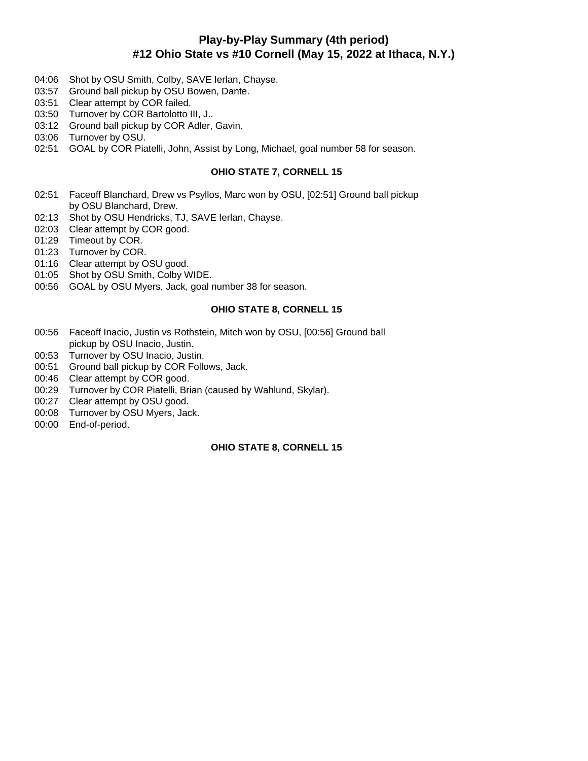## Play-by-Play Summary (4th period)
## #12 Ohio State vs #10 Cornell (May 15, 2022 at Ithaca, N.Y.)

04:06 Shot by OSU Smith, Colby, SAVE Ierlan, Chayse.
03:57 Ground ball pickup by OSU Bowen, Dante.
03:51 Clear attempt by COR failed.
03:50 Turnover by COR Bartolotto III, J..
03:12 Ground ball pickup by COR Adler, Gavin.
03:06 Turnover by OSU.
02:51 GOAL by COR Piatelli, John, Assist by Long, Michael, goal number 58 for season.

**OHIO STATE 7, CORNELL 15**

02:51 Faceoff Blanchard, Drew vs Psyllos, Marc won by OSU, [02:51] Ground ball pickup by OSU Blanchard, Drew.
02:13 Shot by OSU Hendricks, TJ, SAVE Ierlan, Chayse.
02:03 Clear attempt by COR good.
01:29 Timeout by COR.
01:23 Turnover by COR.
01:16 Clear attempt by OSU good.
01:05 Shot by OSU Smith, Colby WIDE.
00:56 GOAL by OSU Myers, Jack, goal number 38 for season.

**OHIO STATE 8, CORNELL 15**

00:56 Faceoff Inacio, Justin vs Rothstein, Mitch won by OSU, [00:56] Ground ball pickup by OSU Inacio, Justin.
00:53 Turnover by OSU Inacio, Justin.
00:51 Ground ball pickup by COR Follows, Jack.
00:46 Clear attempt by COR good.
00:29 Turnover by COR Piatelli, Brian (caused by Wahlund, Skylar).
00:27 Clear attempt by OSU good.
00:08 Turnover by OSU Myers, Jack.
00:00 End-of-period.

**OHIO STATE 8, CORNELL 15**